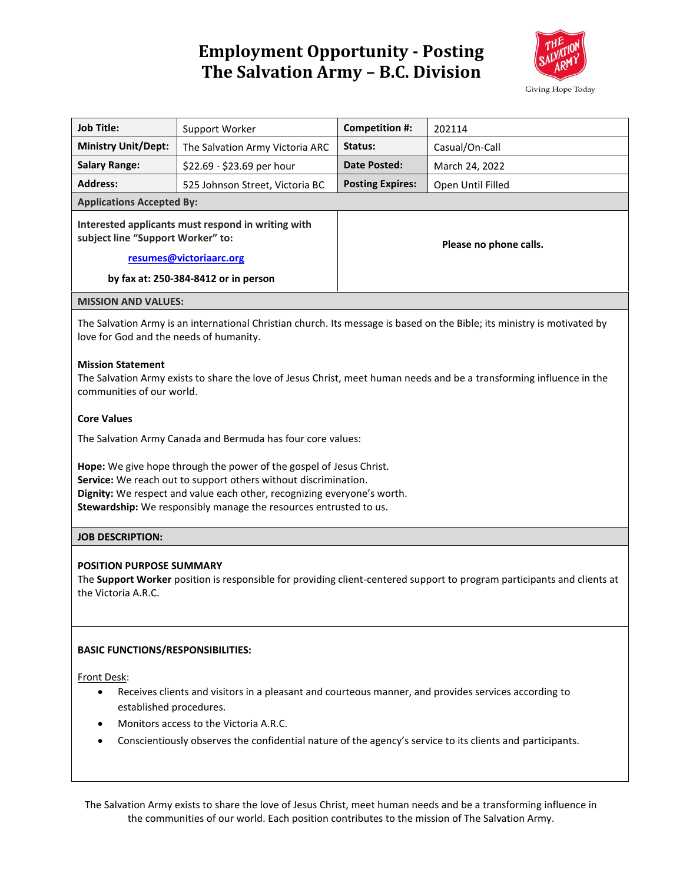# Employment Opportunity - Posting
# The Salvation Army – B.C. Division

| Job Title: | Support Worker | Competition #: | 202114 |
|---|---|---|---|
| Ministry Unit/Dept: | The Salvation Army Victoria ARC | Status: | Casual/On-Call |
| Salary Range: | $22.69 - $23.69 per hour | Date Posted: | March 24, 2022 |
| Address: | 525 Johnson Street, Victoria BC | Posting Expires: | Open Until Filled |

**Applications Accepted By:**

**Interested applicants must respond in writing with subject line "Support Worker" to:**

**resumes@victoriaarc.org**

**by fax at: 250-384-8412 or in person**

**Please no phone calls.**

**MISSION AND VALUES:**

The Salvation Army is an international Christian church. Its message is based on the Bible; its ministry is motivated by love for God and the needs of humanity.

**Mission Statement**
The Salvation Army exists to share the love of Jesus Christ, meet human needs and be a transforming influence in the communities of our world.

**Core Values**

The Salvation Army Canada and Bermuda has four core values:

**Hope:** We give hope through the power of the gospel of Jesus Christ.
**Service:** We reach out to support others without discrimination.
**Dignity:** We respect and value each other, recognizing everyone's worth.
**Stewardship:** We responsibly manage the resources entrusted to us.

**JOB DESCRIPTION:**

**POSITION PURPOSE SUMMARY**
The **Support Worker** position is responsible for providing client-centered support to program participants and clients at the Victoria A.R.C.

**BASIC FUNCTIONS/RESPONSIBILITIES:**

Front Desk:

- Receives clients and visitors in a pleasant and courteous manner, and provides services according to established procedures.
- Monitors access to the Victoria A.R.C.
- Conscientiously observes the confidential nature of the agency's service to its clients and participants.

The Salvation Army exists to share the love of Jesus Christ, meet human needs and be a transforming influence in the communities of our world. Each position contributes to the mission of The Salvation Army.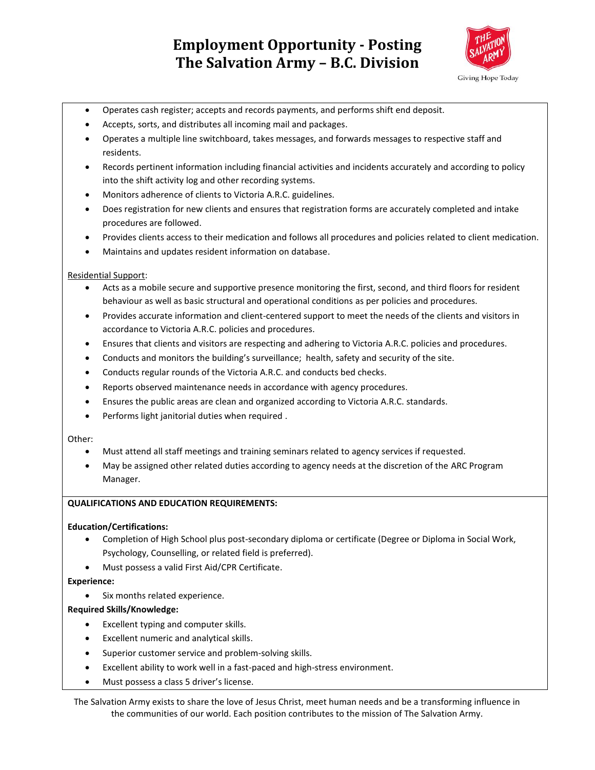- Operates cash register; accepts and records payments, and performs shift end deposit.
- Accepts, sorts, and distributes all incoming mail and packages.
- Operates a multiple line switchboard, takes messages, and forwards messages to respective staff and residents.
- Records pertinent information including financial activities and incidents accurately and according to policy into the shift activity log and other recording systems.
- Monitors adherence of clients to Victoria A.R.C. guidelines.
- Does registration for new clients and ensures that registration forms are accurately completed and intake procedures are followed.
- Provides clients access to their medication and follows all procedures and policies related to client medication.
- Maintains and updates resident information on database.

Residential Support:

- Acts as a mobile secure and supportive presence monitoring the first, second, and third floors for resident behaviour as well as basic structural and operational conditions as per policies and procedures.
- Provides accurate information and client-centered support to meet the needs of the clients and visitors in accordance to Victoria A.R.C. policies and procedures.
- Ensures that clients and visitors are respecting and adhering to Victoria A.R.C. policies and procedures.
- Conducts and monitors the building's surveillance; health, safety and security of the site.
- Conducts regular rounds of the Victoria A.R.C. and conducts bed checks.
- Reports observed maintenance needs in accordance with agency procedures.
- Ensures the public areas are clean and organized according to Victoria A.R.C. standards.
- Performs light janitorial duties when required .

Other:

- Must attend all staff meetings and training seminars related to agency services if requested.
- May be assigned other related duties according to agency needs at the discretion of the ARC Program Manager.

**QUALIFICATIONS AND EDUCATION REQUIREMENTS:**

**Education/Certifications:**

- Completion of High School plus post-secondary diploma or certificate (Degree or Diploma in Social Work, Psychology, Counselling, or related field is preferred).
- Must possess a valid First Aid/CPR Certificate.

**Experience:**

- Six months related experience.

**Required Skills/Knowledge:**

- Excellent typing and computer skills.
- Excellent numeric and analytical skills.
- Superior customer service and problem-solving skills.
- Excellent ability to work well in a fast-paced and high-stress environment.
- Must possess a class 5 driver's license.

The Salvation Army exists to share the love of Jesus Christ, meet human needs and be a transforming influence in the communities of our world. Each position contributes to the mission of The Salvation Army.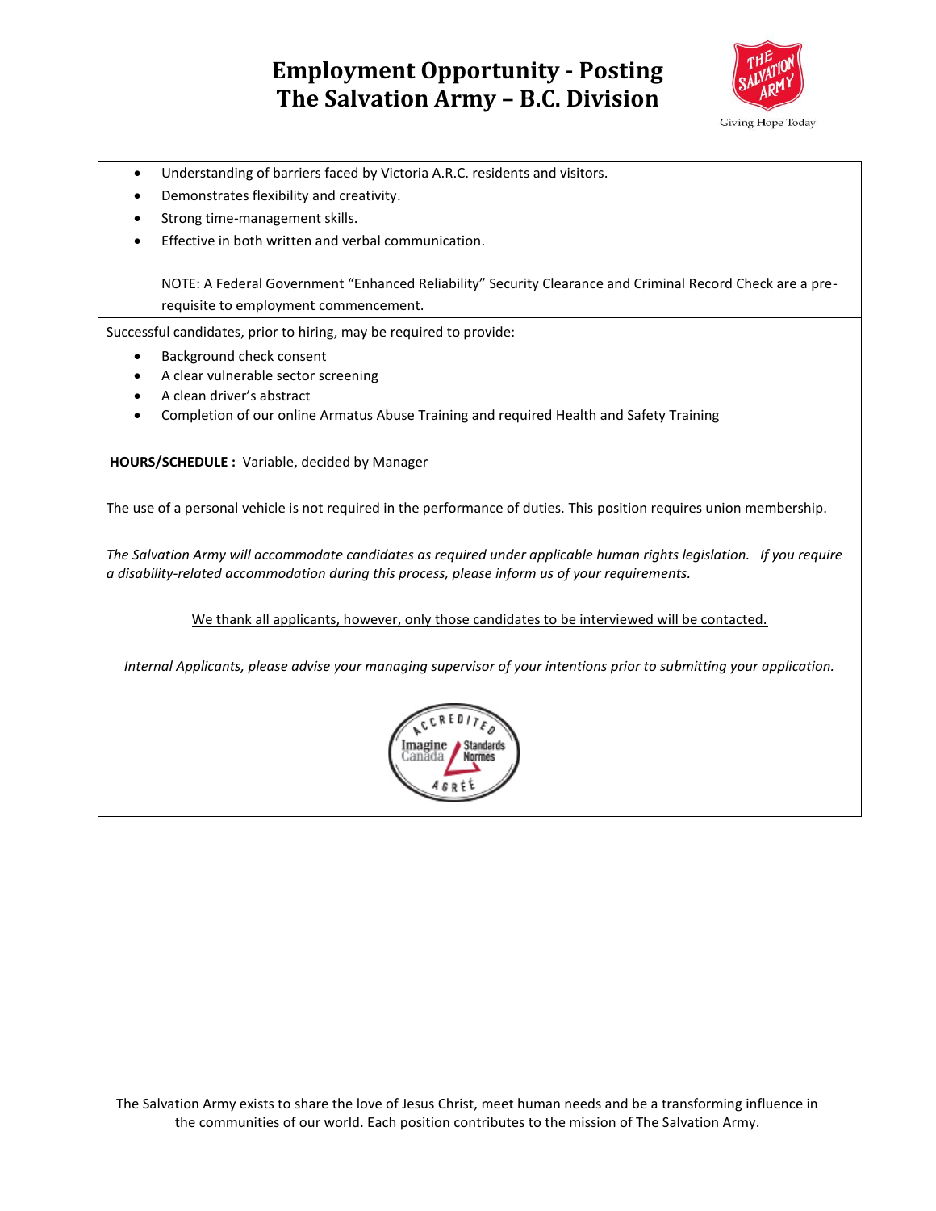# Employment Opportunity - Posting
# The Salvation Army – B.C. Division

- Understanding of barriers faced by Victoria A.R.C. residents and visitors.
- Demonstrates flexibility and creativity.
- Strong time-management skills.
- Effective in both written and verbal communication.

NOTE: A Federal Government "Enhanced Reliability" Security Clearance and Criminal Record Check are a pre-requisite to employment commencement.

Successful candidates, prior to hiring, may be required to provide:

- Background check consent
- A clear vulnerable sector screening
- A clean driver's abstract
- Completion of our online Armatus Abuse Training and required Health and Safety Training

**HOURS/SCHEDULE :** Variable, decided by Manager

The use of a personal vehicle is not required in the performance of duties. This position requires union membership.

*The Salvation Army will accommodate candidates as required under applicable human rights legislation. If you require a disability-related accommodation during this process, please inform us of your requirements.*

We thank all applicants, however, only those candidates to be interviewed will be contacted.

*Internal Applicants, please advise your managing supervisor of your intentions prior to submitting your application.*

The Salvation Army exists to share the love of Jesus Christ, meet human needs and be a transforming influence in the communities of our world. Each position contributes to the mission of The Salvation Army.